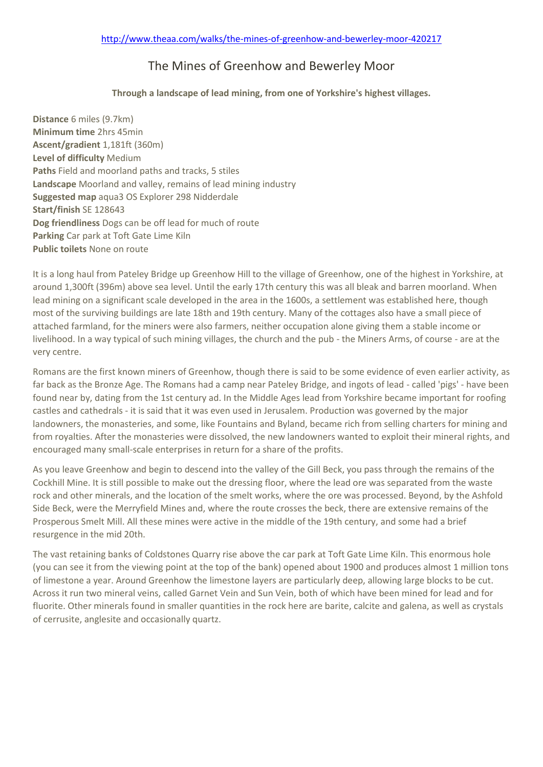http://www.theaa.com/walks/the-mines-of-greenhow-and-bewerley-moor-420217

# The Mines of Greenhow and Bewerley Moor

**Through a landscape of lead mining, from one of Yorkshire's highest villages.**

**Distance** 6 miles (9.7km)
**Minimum time** 2hrs 45min
**Ascent/gradient** 1,181ft (360m)
**Level of difficulty** Medium
**Paths** Field and moorland paths and tracks, 5 stiles
**Landscape** Moorland and valley, remains of lead mining industry
**Suggested map** aqua3 OS Explorer 298 Nidderdale
**Start/finish** SE 128643
**Dog friendliness** Dogs can be off lead for much of route
**Parking** Car park at Toft Gate Lime Kiln
**Public toilets** None on route

It is a long haul from Pateley Bridge up Greenhow Hill to the village of Greenhow, one of the highest in Yorkshire, at around 1,300ft (396m) above sea level. Until the early 17th century this was all bleak and barren moorland. When lead mining on a significant scale developed in the area in the 1600s, a settlement was established here, though most of the surviving buildings are late 18th and 19th century. Many of the cottages also have a small piece of attached farmland, for the miners were also farmers, neither occupation alone giving them a stable income or livelihood. In a way typical of such mining villages, the church and the pub - the Miners Arms, of course - are at the very centre.

Romans are the first known miners of Greenhow, though there is said to be some evidence of even earlier activity, as far back as the Bronze Age. The Romans had a camp near Pateley Bridge, and ingots of lead - called 'pigs' - have been found near by, dating from the 1st century ad. In the Middle Ages lead from Yorkshire became important for roofing castles and cathedrals - it is said that it was even used in Jerusalem. Production was governed by the major landowners, the monasteries, and some, like Fountains and Byland, became rich from selling charters for mining and from royalties. After the monasteries were dissolved, the new landowners wanted to exploit their mineral rights, and encouraged many small-scale enterprises in return for a share of the profits.

As you leave Greenhow and begin to descend into the valley of the Gill Beck, you pass through the remains of the Cockhill Mine. It is still possible to make out the dressing floor, where the lead ore was separated from the waste rock and other minerals, and the location of the smelt works, where the ore was processed. Beyond, by the Ashfold Side Beck, were the Merryfield Mines and, where the route crosses the beck, there are extensive remains of the Prosperous Smelt Mill. All these mines were active in the middle of the 19th century, and some had a brief resurgence in the mid 20th.

The vast retaining banks of Coldstones Quarry rise above the car park at Toft Gate Lime Kiln. This enormous hole (you can see it from the viewing point at the top of the bank) opened about 1900 and produces almost 1 million tons of limestone a year. Around Greenhow the limestone layers are particularly deep, allowing large blocks to be cut. Across it run two mineral veins, called Garnet Vein and Sun Vein, both of which have been mined for lead and for fluorite. Other minerals found in smaller quantities in the rock here are barite, calcite and galena, as well as crystals of cerrusite, anglesite and occasionally quartz.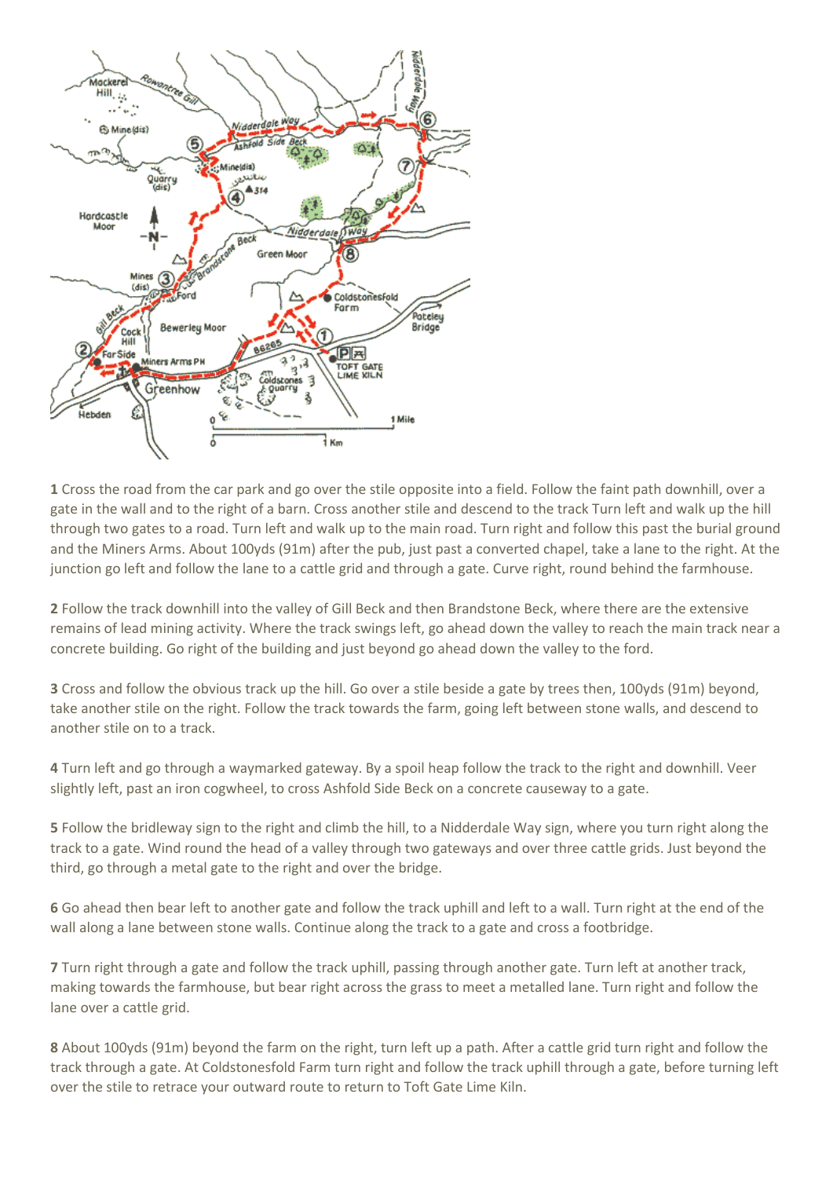**1** Cross the road from the car park and go over the stile opposite into a field. Follow the faint path downhill, over a gate in the wall and to the right of a barn. Cross another stile and descend to the track Turn left and walk up the hill through two gates to a road. Turn left and walk up to the main road. Turn right and follow this past the burial ground and the Miners Arms. About 100yds (91m) after the pub, just past a converted chapel, take a lane to the right. At the junction go left and follow the lane to a cattle grid and through a gate. Curve right, round behind the farmhouse.

**2** Follow the track downhill into the valley of Gill Beck and then Brandstone Beck, where there are the extensive remains of lead mining activity. Where the track swings left, go ahead down the valley to reach the main track near a concrete building. Go right of the building and just beyond go ahead down the valley to the ford.

**3** Cross and follow the obvious track up the hill. Go over a stile beside a gate by trees then, 100yds (91m) beyond, take another stile on the right. Follow the track towards the farm, going left between stone walls, and descend to another stile on to a track.

**4** Turn left and go through a waymarked gateway. By a spoil heap follow the track to the right and downhill. Veer slightly left, past an iron cogwheel, to cross Ashfold Side Beck on a concrete causeway to a gate.

**5** Follow the bridleway sign to the right and climb the hill, to a Nidderdale Way sign, where you turn right along the track to a gate. Wind round the head of a valley through two gateways and over three cattle grids. Just beyond the third, go through a metal gate to the right and over the bridge.

**6** Go ahead then bear left to another gate and follow the track uphill and left to a wall. Turn right at the end of the wall along a lane between stone walls. Continue along the track to a gate and cross a footbridge.

**7** Turn right through a gate and follow the track uphill, passing through another gate. Turn left at another track, making towards the farmhouse, but bear right across the grass to meet a metalled lane. Turn right and follow the lane over a cattle grid.

**8** About 100yds (91m) beyond the farm on the right, turn left up a path. After a cattle grid turn right and follow the track through a gate. At Coldstonesfold Farm turn right and follow the track uphill through a gate, before turning left over the stile to retrace your outward route to return to Toft Gate Lime Kiln.